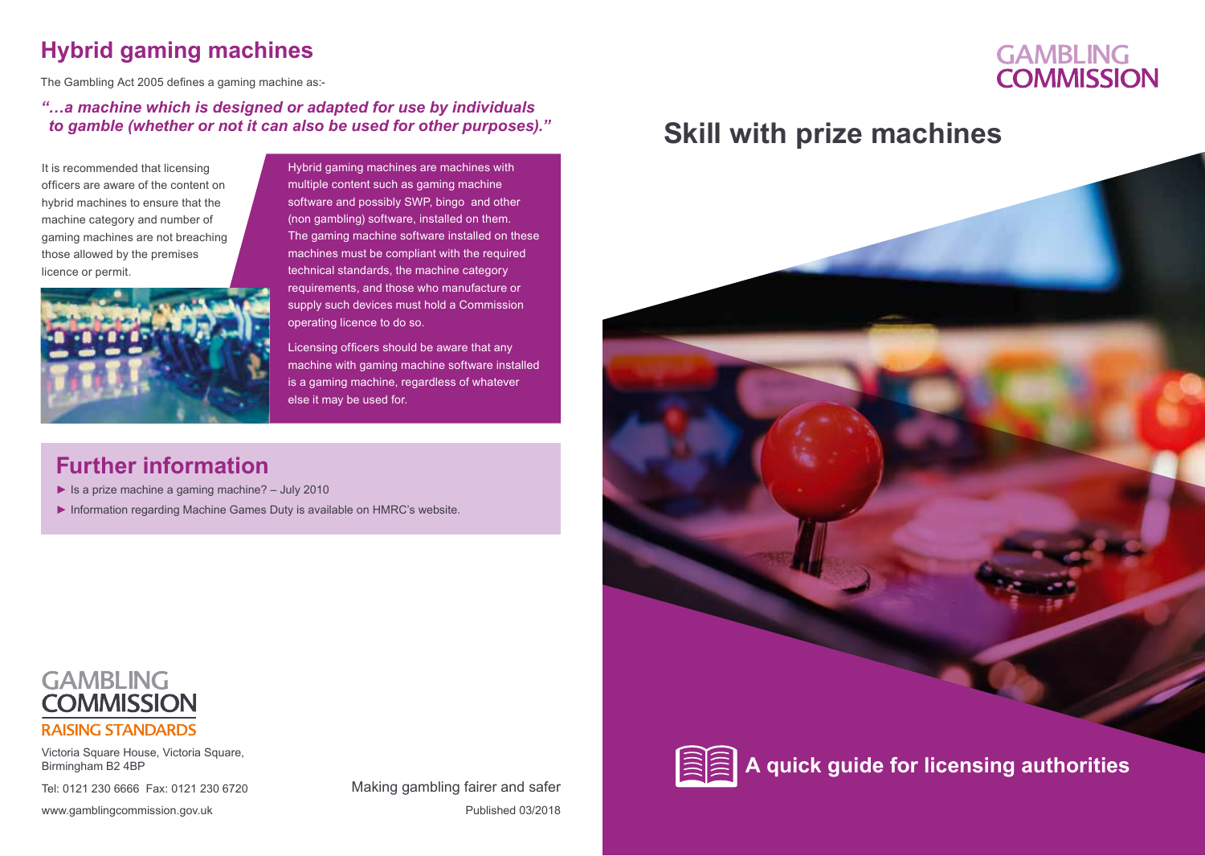## Hybrid gaming machines

The Gambling Act 2005 defines a gaming machine as:-

***"…a machine which is designed or adapted for use by individuals to gamble (whether or not it can also be used for other purposes)."***

It is recommended that licensing officers are aware of the content on hybrid machines to ensure that the machine category and number of gaming machines are not breaching those allowed by the premises licence or permit.

Hybrid gaming machines are machines with multiple content such as gaming machine software and possibly SWP, bingo and other (non gambling) software, installed on them. The gaming machine software installed on these machines must be compliant with the required technical standards, the machine category requirements, and those who manufacture or supply such devices must hold a Commission operating licence to do so.

Licensing officers should be aware that any machine with gaming machine software installed is a gaming machine, regardless of whatever else it may be used for.

## Further information

- Is a prize machine a gaming machine? – July 2010
- Information regarding Machine Games Duty is available on HMRC's website.

GAMBLING COMMISSION

RAISING STANDARDS

Victoria Square House, Victoria Square, Birmingham B2 4BP

Tel: 0121 230 6666 Fax: 0121 230 6720

www.gamblingcommission.gov.uk

Making gambling fairer and safer

Published 03/2018

GAMBLING COMMISSION

# Skill with prize machines

**A quick guide for licensing authorities**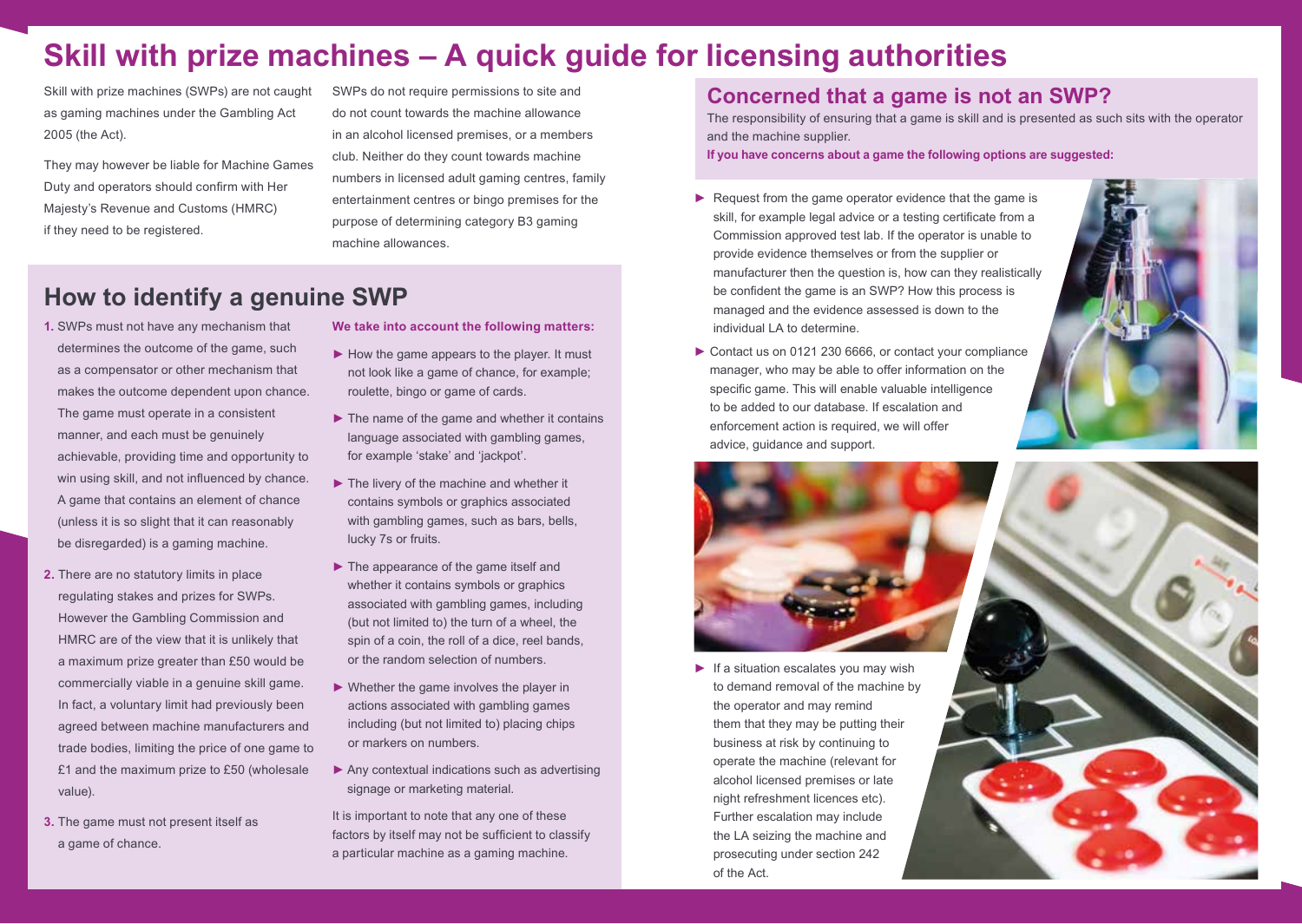# Skill with prize machines – A quick guide for licensing authorities

Skill with prize machines (SWPs) are not caught as gaming machines under the Gambling Act 2005 (the Act).

They may however be liable for Machine Games Duty and operators should confirm with Her Majesty's Revenue and Customs (HMRC) if they need to be registered.

SWPs do not require permissions to site and do not count towards the machine allowance in an alcohol licensed premises, or a members club. Neither do they count towards machine numbers in licensed adult gaming centres, family entertainment centres or bingo premises for the purpose of determining category B3 gaming machine allowances.

## How to identify a genuine SWP

1. SWPs must not have any mechanism that determines the outcome of the game, such as a compensator or other mechanism that makes the outcome dependent upon chance. The game must operate in a consistent manner, and each must be genuinely achievable, providing time and opportunity to win using skill, and not influenced by chance. A game that contains an element of chance (unless it is so slight that it can reasonably be disregarded) is a gaming machine.
2. There are no statutory limits in place regulating stakes and prizes for SWPs. However the Gambling Commission and HMRC are of the view that it is unlikely that a maximum prize greater than £50 would be commercially viable in a genuine skill game. In fact, a voluntary limit had previously been agreed between machine manufacturers and trade bodies, limiting the price of one game to £1 and the maximum prize to £50 (wholesale value).
3. The game must not present itself as a game of chance.

**We take into account the following matters:**

- How the game appears to the player. It must not look like a game of chance, for example; roulette, bingo or game of cards.
- The name of the game and whether it contains language associated with gambling games, for example 'stake' and 'jackpot'.
- The livery of the machine and whether it contains symbols or graphics associated with gambling games, such as bars, bells, lucky 7s or fruits.
- The appearance of the game itself and whether it contains symbols or graphics associated with gambling games, including (but not limited to) the turn of a wheel, the spin of a coin, the roll of a dice, reel bands, or the random selection of numbers.
- Whether the game involves the player in actions associated with gambling games including (but not limited to) placing chips or markers on numbers.
- Any contextual indications such as advertising signage or marketing material.

It is important to note that any one of these factors by itself may not be sufficient to classify a particular machine as a gaming machine.

## Concerned that a game is not an SWP?

The responsibility of ensuring that a game is skill and is presented as such sits with the operator and the machine supplier.

**If you have concerns about a game the following options are suggested:**

- Request from the game operator evidence that the game is skill, for example legal advice or a testing certificate from a Commission approved test lab. If the operator is unable to provide evidence themselves or from the supplier or manufacturer then the question is, how can they realistically be confident the game is an SWP? How this process is managed and the evidence assessed is down to the individual LA to determine.
- Contact us on 0121 230 6666, or contact your compliance manager, who may be able to offer information on the specific game. This will enable valuable intelligence to be added to our database. If escalation and enforcement action is required, we will offer advice, guidance and support.
- If a situation escalates you may wish to demand removal of the machine by the operator and may remind them that they may be putting their business at risk by continuing to operate the machine (relevant for alcohol licensed premises or late night refreshment licences etc). Further escalation may include the LA seizing the machine and prosecuting under section 242 of the Act.